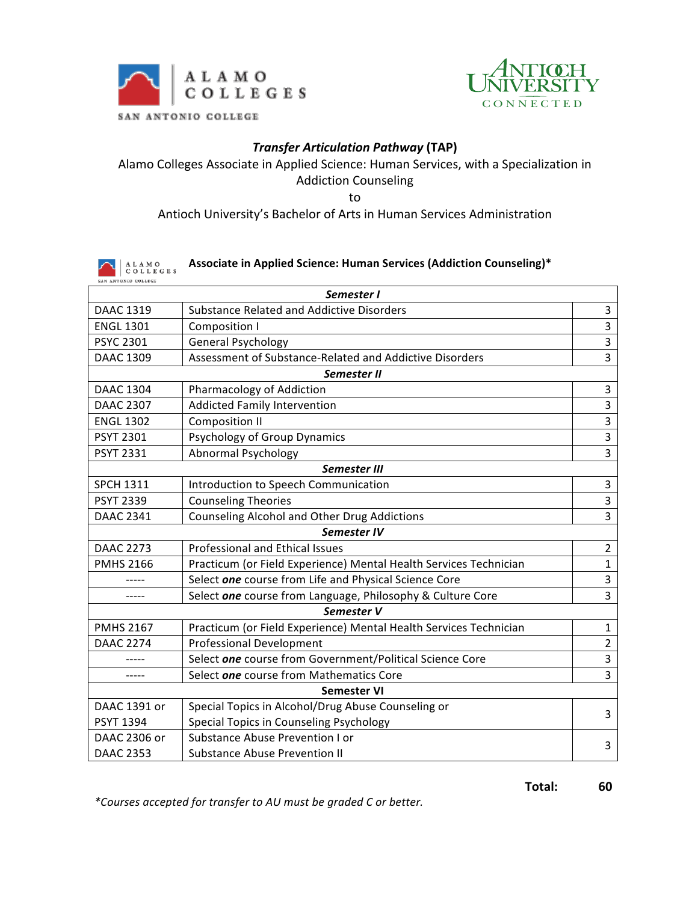ALAMO COLLEGES

SAN ANTONIO COLLEGE

ANTIOCH UNIVERSITY CONNECTED

## *Transfer Articulation Pathway* (TAP)

Alamo Colleges Associate in Applied Science: Human Services, with a Specialization in Addiction Counseling

to

Antioch University's Bachelor of Arts in Human Services Administration

### Associate in Applied Science: Human Services (Addiction Counseling)*

| | | |
|---|---|---|
| ***Semester I*** | | |
| DAAC 1319 | Substance Related and Addictive Disorders | 3 |
| ENGL 1301 | Composition I | 3 |
| PSYC 2301 | General Psychology | 3 |
| DAAC 1309 | Assessment of Substance-Related and Addictive Disorders | 3 |
| ***Semester II*** | | |
| DAAC 1304 | Pharmacology of Addiction | 3 |
| DAAC 2307 | Addicted Family Intervention | 3 |
| ENGL 1302 | Composition II | 3 |
| PSYT 2301 | Psychology of Group Dynamics | 3 |
| PSYT 2331 | Abnormal Psychology | 3 |
| ***Semester III*** | | |
| SPCH 1311 | Introduction to Speech Communication | 3 |
| PSYT 2339 | Counseling Theories | 3 |
| DAAC 2341 | Counseling Alcohol and Other Drug Addictions | 3 |
| ***Semester IV*** | | |
| DAAC 2273 | Professional and Ethical Issues | 2 |
| PMHS 2166 | Practicum (or Field Experience) Mental Health Services Technician | 1 |
| ----- | Select ***one*** course from Life and Physical Science Core | 3 |
| ----- | Select ***one*** course from Language, Philosophy & Culture Core | 3 |
| ***Semester V*** | | |
| PMHS 2167 | Practicum (or Field Experience) Mental Health Services Technician | 1 |
| DAAC 2274 | Professional Development | 2 |
| ----- | Select ***one*** course from Government/Political Science Core | 3 |
| ----- | Select ***one*** course from Mathematics Core | 3 |
| **Semester VI** | | |
| DAAC 1391 or PSYT 1394 | Special Topics in Alcohol/Drug Abuse Counseling or Special Topics in Counseling Psychology | 3 |
| DAAC 2306 or DAAC 2353 | Substance Abuse Prevention I or Substance Abuse Prevention II | 3 |

**Total: 60**

*\*Courses accepted for transfer to AU must be graded C or better.*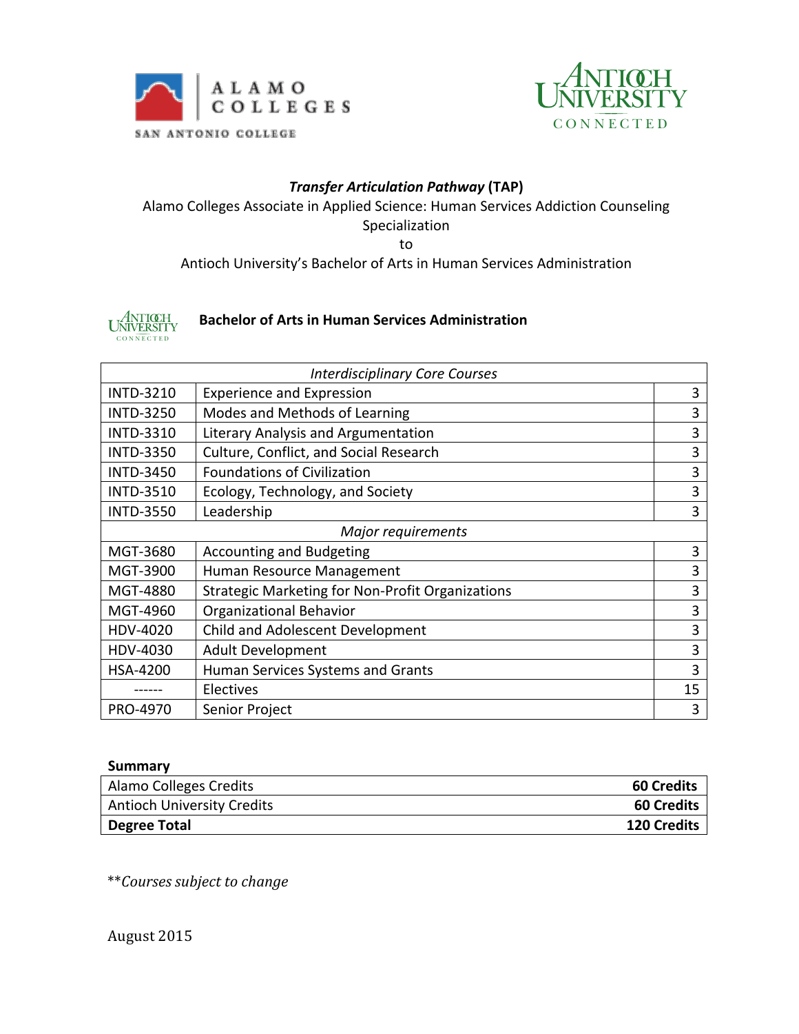***Transfer Articulation Pathway* (TAP)**

Alamo Colleges Associate in Applied Science: Human Services Addiction Counseling Specialization

to

Antioch University's Bachelor of Arts in Human Services Administration

## Bachelor of Arts in Human Services Administration

| | | |
|---|---|---|
| | *Interdisciplinary Core Courses* | |
| INTD-3210 | Experience and Expression | 3 |
| INTD-3250 | Modes and Methods of Learning | 3 |
| INTD-3310 | Literary Analysis and Argumentation | 3 |
| INTD-3350 | Culture, Conflict, and Social Research | 3 |
| INTD-3450 | Foundations of Civilization | 3 |
| INTD-3510 | Ecology, Technology, and Society | 3 |
| INTD-3550 | Leadership | 3 |
| | *Major requirements* | |
| MGT-3680 | Accounting and Budgeting | 3 |
| MGT-3900 | Human Resource Management | 3 |
| MGT-4880 | Strategic Marketing for Non-Profit Organizations | 3 |
| MGT-4960 | Organizational Behavior | 3 |
| HDV-4020 | Child and Adolescent Development | 3 |
| HDV-4030 | Adult Development | 3 |
| HSA-4200 | Human Services Systems and Grants | 3 |
| ------ | Electives | 15 |
| PRO-4970 | Senior Project | 3 |

**Summary**

| | |
|---|---|
| Alamo Colleges Credits | **60 Credits** |
| Antioch University Credits | **60 Credits** |
| **Degree Total** | **120 Credits** |

\*\**Courses subject to change*

August 2015